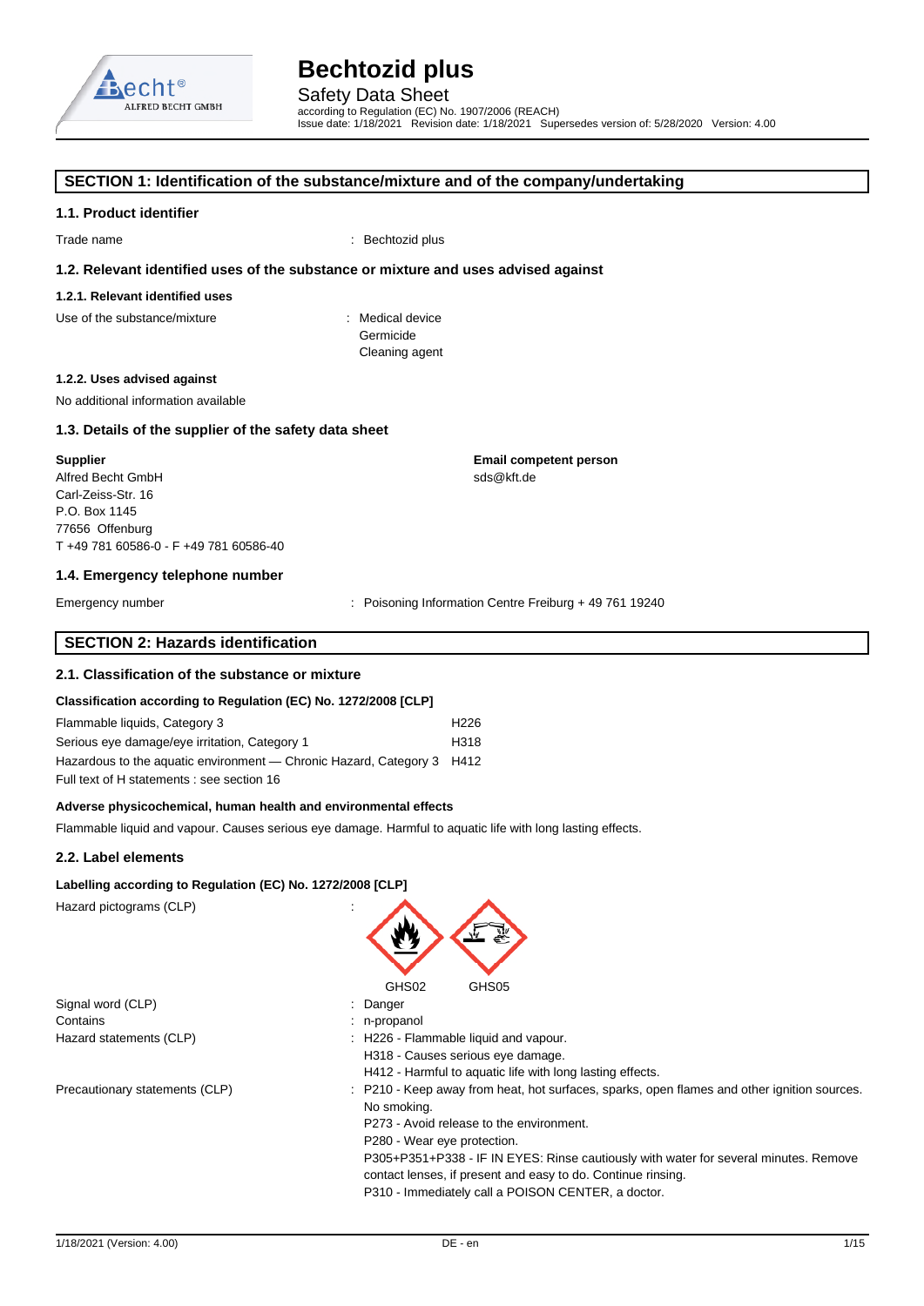# Bechtozid plus

Safety Data Sheet

according to Regulation (EC) No. 1907/2006 (REACH)

Issue date: 1/18/2021 Revision date: 1/18/2021 Supersedes version of: 5/28/2020 Version: 4.00

## SECTION 1: Identification of the substance/mixture and of the company/undertaking

### 1.1. Product identifier

Trade name : Bechtozid plus

### 1.2. Relevant identified uses of the substance or mixture and uses advised against

#### 1.2.1. Relevant identified uses

Use of the substance/mixture : Medical device
Germicide
Cleaning agent

#### 1.2.2. Uses advised against

No additional information available

### 1.3. Details of the supplier of the safety data sheet

**Supplier**
Alfred Becht GmbH
Carl-Zeiss-Str. 16
P.O. Box 1145
77656 Offenburg
T +49 781 60586-0 - F +49 781 60586-40

**Email competent person**
sds@kft.de

### 1.4. Emergency telephone number

Emergency number : Poisoning Information Centre Freiburg + 49 761 19240

## SECTION 2: Hazards identification

### 2.1. Classification of the substance or mixture

**Classification according to Regulation (EC) No. 1272/2008 [CLP]**

| | |
|---|---|
| Flammable liquids, Category 3 | H226 |
| Serious eye damage/eye irritation, Category 1 | H318 |
| Hazardous to the aquatic environment — Chronic Hazard, Category 3 | H412 |

Full text of H statements : see section 16

**Adverse physicochemical, human health and environmental effects**

Flammable liquid and vapour. Causes serious eye damage. Harmful to aquatic life with long lasting effects.

### 2.2. Label elements

**Labelling according to Regulation (EC) No. 1272/2008 [CLP]**

Hazard pictograms (CLP) : GHS02 GHS05

Signal word (CLP) : Danger

Contains : n-propanol

Hazard statements (CLP) : H226 - Flammable liquid and vapour.
H318 - Causes serious eye damage.
H412 - Harmful to aquatic life with long lasting effects.

Precautionary statements (CLP) : P210 - Keep away from heat, hot surfaces, sparks, open flames and other ignition sources. No smoking.
P273 - Avoid release to the environment.
P280 - Wear eye protection.
P305+P351+P338 - IF IN EYES: Rinse cautiously with water for several minutes. Remove contact lenses, if present and easy to do. Continue rinsing.
P310 - Immediately call a POISON CENTER, a doctor.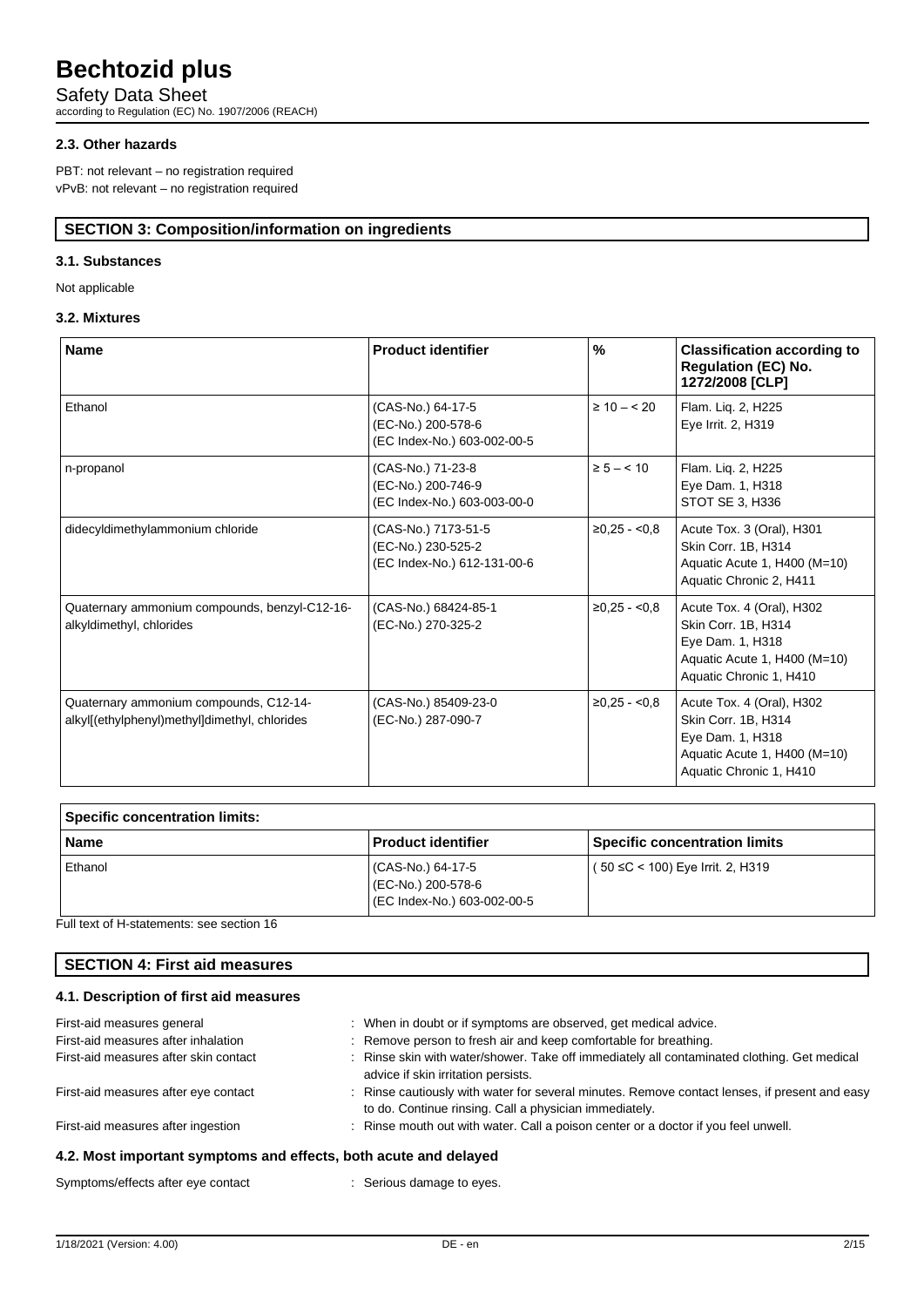### 2.3. Other hazards

PBT: not relevant – no registration required
vPvB: not relevant – no registration required

## SECTION 3: Composition/information on ingredients

### 3.1. Substances

Not applicable

### 3.2. Mixtures

| Name | Product identifier | % | Classification according to Regulation (EC) No. 1272/2008 [CLP] |
|---|---|---|---|
| Ethanol | (CAS-No.) 64-17-5<br>(EC-No.) 200-578-6<br>(EC Index-No.) 603-002-00-5 | ≥ 10 – < 20 | Flam. Liq. 2, H225<br>Eye Irrit. 2, H319 |
| n-propanol | (CAS-No.) 71-23-8<br>(EC-No.) 200-746-9<br>(EC Index-No.) 603-003-00-0 | ≥ 5 – < 10 | Flam. Liq. 2, H225<br>Eye Dam. 1, H318<br>STOT SE 3, H336 |
| didecyldimethylammonium chloride | (CAS-No.) 7173-51-5<br>(EC-No.) 230-525-2<br>(EC Index-No.) 612-131-00-6 | ≥0,25 - <0,8 | Acute Tox. 3 (Oral), H301<br>Skin Corr. 1B, H314<br>Aquatic Acute 1, H400 (M=10)<br>Aquatic Chronic 2, H411 |
| Quaternary ammonium compounds, benzyl-C12-16-alkyldimethyl, chlorides | (CAS-No.) 68424-85-1<br>(EC-No.) 270-325-2 | ≥0,25 - <0,8 | Acute Tox. 4 (Oral), H302<br>Skin Corr. 1B, H314<br>Eye Dam. 1, H318<br>Aquatic Acute 1, H400 (M=10)<br>Aquatic Chronic 1, H410 |
| Quaternary ammonium compounds, C12-14-alkyl[(ethylphenyl)methyl]dimethyl, chlorides | (CAS-No.) 85409-23-0<br>(EC-No.) 287-090-7 | ≥0,25 - <0,8 | Acute Tox. 4 (Oral), H302<br>Skin Corr. 1B, H314<br>Eye Dam. 1, H318<br>Aquatic Acute 1, H400 (M=10)<br>Aquatic Chronic 1, H410 |

| Specific concentration limits: | | |
|---|---|---|
| **Name** | **Product identifier** | **Specific concentration limits** |
| Ethanol | (CAS-No.) 64-17-5<br>(EC-No.) 200-578-6<br>(EC Index-No.) 603-002-00-5 | ( 50 ≤C < 100) Eye Irrit. 2, H319 |

Full text of H-statements: see section 16

## SECTION 4: First aid measures

### 4.1. Description of first aid measures

First-aid measures general : When in doubt or if symptoms are observed, get medical advice.

First-aid measures after inhalation : Remove person to fresh air and keep comfortable for breathing.

First-aid measures after skin contact : Rinse skin with water/shower. Take off immediately all contaminated clothing. Get medical advice if skin irritation persists.

First-aid measures after eye contact : Rinse cautiously with water for several minutes. Remove contact lenses, if present and easy to do. Continue rinsing. Call a physician immediately.

First-aid measures after ingestion : Rinse mouth out with water. Call a poison center or a doctor if you feel unwell.

### 4.2. Most important symptoms and effects, both acute and delayed

Symptoms/effects after eye contact : Serious damage to eyes.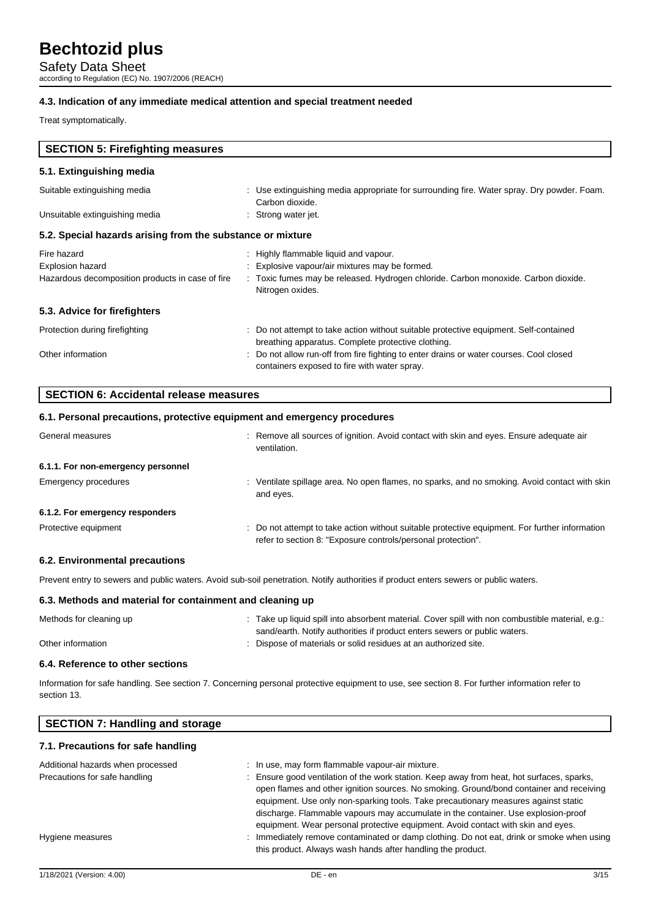### 4.3. Indication of any immediate medical attention and special treatment needed

Treat symptomatically.

## SECTION 5: Firefighting measures

### 5.1. Extinguishing media

| | |
|---|---|
| Suitable extinguishing media | : Use extinguishing media appropriate for surrounding fire. Water spray. Dry powder. Foam. Carbon dioxide. |
| Unsuitable extinguishing media | : Strong water jet. |

### 5.2. Special hazards arising from the substance or mixture

| | |
|---|---|
| Fire hazard | : Highly flammable liquid and vapour. |
| Explosion hazard | : Explosive vapour/air mixtures may be formed. |
| Hazardous decomposition products in case of fire | : Toxic fumes may be released. Hydrogen chloride. Carbon monoxide. Carbon dioxide. Nitrogen oxides. |

### 5.3. Advice for firefighters

| | |
|---|---|
| Protection during firefighting | : Do not attempt to take action without suitable protective equipment. Self-contained breathing apparatus. Complete protective clothing. |
| Other information | : Do not allow run-off from fire fighting to enter drains or water courses. Cool closed containers exposed to fire with water spray. |

## SECTION 6: Accidental release measures

### 6.1. Personal precautions, protective equipment and emergency procedures

| | |
|---|---|
| General measures | : Remove all sources of ignition. Avoid contact with skin and eyes. Ensure adequate air ventilation. |

#### 6.1.1. For non-emergency personnel

| | |
|---|---|
| Emergency procedures | : Ventilate spillage area. No open flames, no sparks, and no smoking. Avoid contact with skin and eyes. |

#### 6.1.2. For emergency responders

| | |
|---|---|
| Protective equipment | : Do not attempt to take action without suitable protective equipment. For further information refer to section 8: "Exposure controls/personal protection". |

### 6.2. Environmental precautions

Prevent entry to sewers and public waters. Avoid sub-soil penetration. Notify authorities if product enters sewers or public waters.

### 6.3. Methods and material for containment and cleaning up

| | |
|---|---|
| Methods for cleaning up | : Take up liquid spill into absorbent material. Cover spill with non combustible material, e.g.: sand/earth. Notify authorities if product enters sewers or public waters. |
| Other information | : Dispose of materials or solid residues at an authorized site. |

### 6.4. Reference to other sections

Information for safe handling. See section 7. Concerning personal protective equipment to use, see section 8. For further information refer to section 13.

## SECTION 7: Handling and storage

### 7.1. Precautions for safe handling

| | |
|---|---|
| Additional hazards when processed | : In use, may form flammable vapour-air mixture. |
| Precautions for safe handling | : Ensure good ventilation of the work station. Keep away from heat, hot surfaces, sparks, open flames and other ignition sources. No smoking. Ground/bond container and receiving equipment. Use only non-sparking tools. Take precautionary measures against static discharge. Flammable vapours may accumulate in the container. Use explosion-proof equipment. Wear personal protective equipment. Avoid contact with skin and eyes. |
| Hygiene measures | : Immediately remove contaminated or damp clothing. Do not eat, drink or smoke when using this product. Always wash hands after handling the product. |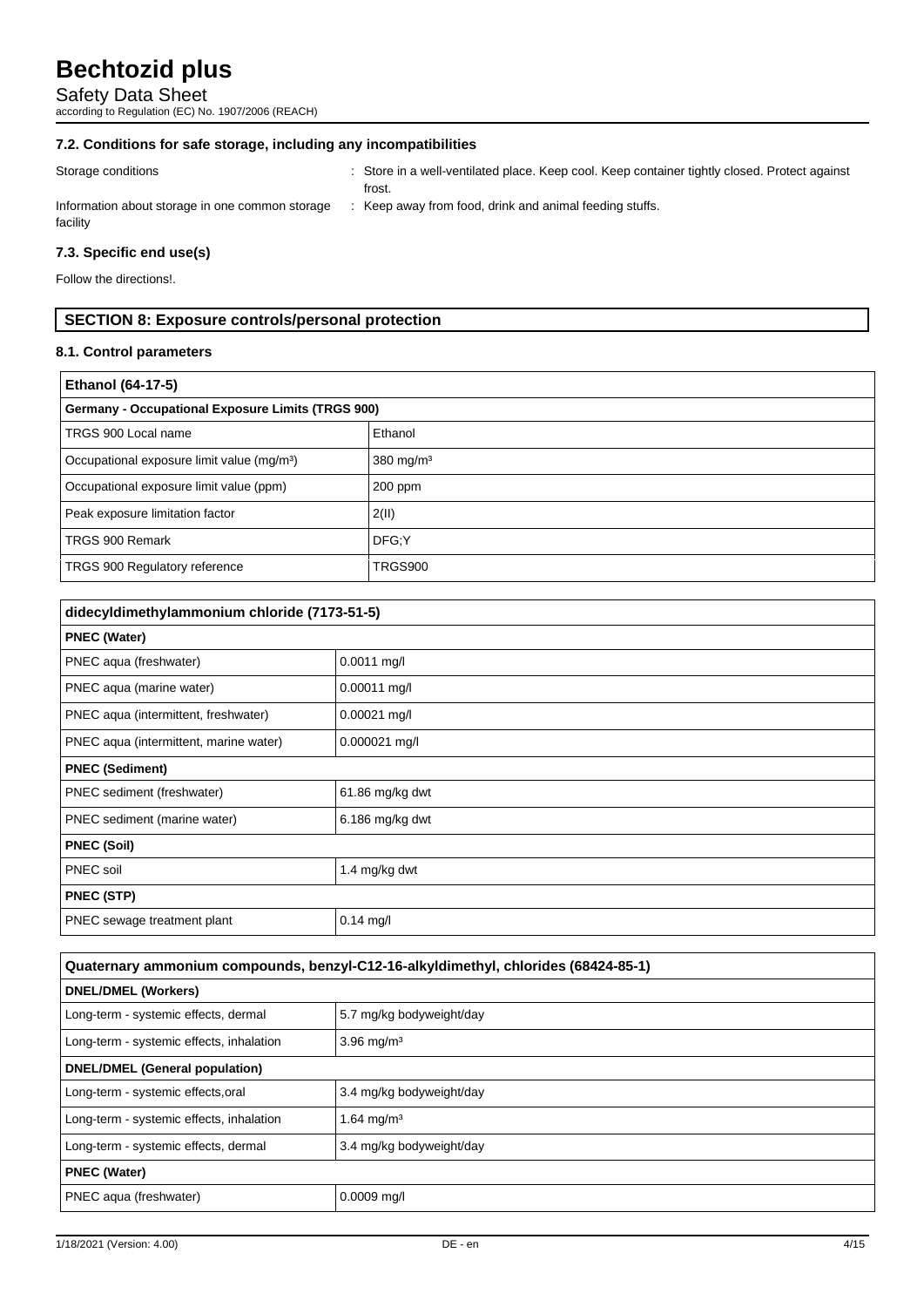### 7.2. Conditions for safe storage, including any incompatibilities

Storage conditions : Store in a well-ventilated place. Keep cool. Keep container tightly closed. Protect against frost.

Information about storage in one common storage facility : Keep away from food, drink and animal feeding stuffs.

### 7.3. Specific end use(s)

Follow the directions!.

## SECTION 8: Exposure controls/personal protection

### 8.1. Control parameters

| Ethanol (64-17-5) | |
|---|---|
| **Germany - Occupational Exposure Limits (TRGS 900)** | |
| TRGS 900 Local name | Ethanol |
| Occupational exposure limit value (mg/m³) | 380 mg/m³ |
| Occupational exposure limit value (ppm) | 200 ppm |
| Peak exposure limitation factor | 2(II) |
| TRGS 900 Remark | DFG;Y |
| TRGS 900 Regulatory reference | TRGS900 |

| didecyldimethylammonium chloride (7173-51-5) | |
|---|---|
| **PNEC (Water)** | |
| PNEC aqua (freshwater) | 0.0011 mg/l |
| PNEC aqua (marine water) | 0.00011 mg/l |
| PNEC aqua (intermittent, freshwater) | 0.00021 mg/l |
| PNEC aqua (intermittent, marine water) | 0.000021 mg/l |
| **PNEC (Sediment)** | |
| PNEC sediment (freshwater) | 61.86 mg/kg dwt |
| PNEC sediment (marine water) | 6.186 mg/kg dwt |
| **PNEC (Soil)** | |
| PNEC soil | 1.4 mg/kg dwt |
| **PNEC (STP)** | |
| PNEC sewage treatment plant | 0.14 mg/l |

| Quaternary ammonium compounds, benzyl-C12-16-alkyldimethyl, chlorides (68424-85-1) | |
|---|---|
| **DNEL/DMEL (Workers)** | |
| Long-term - systemic effects, dermal | 5.7 mg/kg bodyweight/day |
| Long-term - systemic effects, inhalation | 3.96 mg/m³ |
| **DNEL/DMEL (General population)** | |
| Long-term - systemic effects,oral | 3.4 mg/kg bodyweight/day |
| Long-term - systemic effects, inhalation | 1.64 mg/m³ |
| Long-term - systemic effects, dermal | 3.4 mg/kg bodyweight/day |
| **PNEC (Water)** | |
| PNEC aqua (freshwater) | 0.0009 mg/l |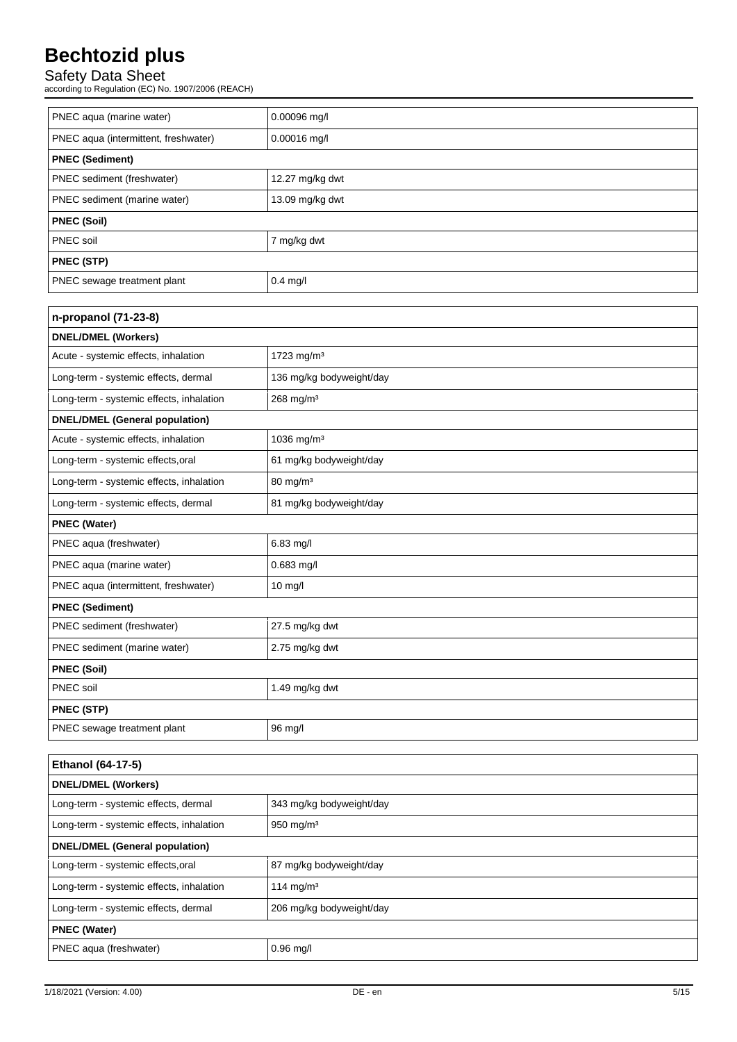| PNEC aqua (marine water) | 0.00096 mg/l |
| --- | --- |
| PNEC aqua (intermittent, freshwater) | 0.00016 mg/l |
| **PNEC (Sediment)** | |
| PNEC sediment (freshwater) | 12.27 mg/kg dwt |
| PNEC sediment (marine water) | 13.09 mg/kg dwt |
| **PNEC (Soil)** | |
| PNEC soil | 7 mg/kg dwt |
| **PNEC (STP)** | |
| PNEC sewage treatment plant | 0.4 mg/l |

| n-propanol (71-23-8) | |
| --- | --- |
| **DNEL/DMEL (Workers)** | |
| Acute - systemic effects, inhalation | 1723 mg/m³ |
| Long-term - systemic effects, dermal | 136 mg/kg bodyweight/day |
| Long-term - systemic effects, inhalation | 268 mg/m³ |
| **DNEL/DMEL (General population)** | |
| Acute - systemic effects, inhalation | 1036 mg/m³ |
| Long-term - systemic effects,oral | 61 mg/kg bodyweight/day |
| Long-term - systemic effects, inhalation | 80 mg/m³ |
| Long-term - systemic effects, dermal | 81 mg/kg bodyweight/day |
| **PNEC (Water)** | |
| PNEC aqua (freshwater) | 6.83 mg/l |
| PNEC aqua (marine water) | 0.683 mg/l |
| PNEC aqua (intermittent, freshwater) | 10 mg/l |
| **PNEC (Sediment)** | |
| PNEC sediment (freshwater) | 27.5 mg/kg dwt |
| PNEC sediment (marine water) | 2.75 mg/kg dwt |
| **PNEC (Soil)** | |
| PNEC soil | 1.49 mg/kg dwt |
| **PNEC (STP)** | |
| PNEC sewage treatment plant | 96 mg/l |

| Ethanol (64-17-5) | |
| --- | --- |
| **DNEL/DMEL (Workers)** | |
| Long-term - systemic effects, dermal | 343 mg/kg bodyweight/day |
| Long-term - systemic effects, inhalation | 950 mg/m³ |
| **DNEL/DMEL (General population)** | |
| Long-term - systemic effects,oral | 87 mg/kg bodyweight/day |
| Long-term - systemic effects, inhalation | 114 mg/m³ |
| Long-term - systemic effects, dermal | 206 mg/kg bodyweight/day |
| **PNEC (Water)** | |
| PNEC aqua (freshwater) | 0.96 mg/l |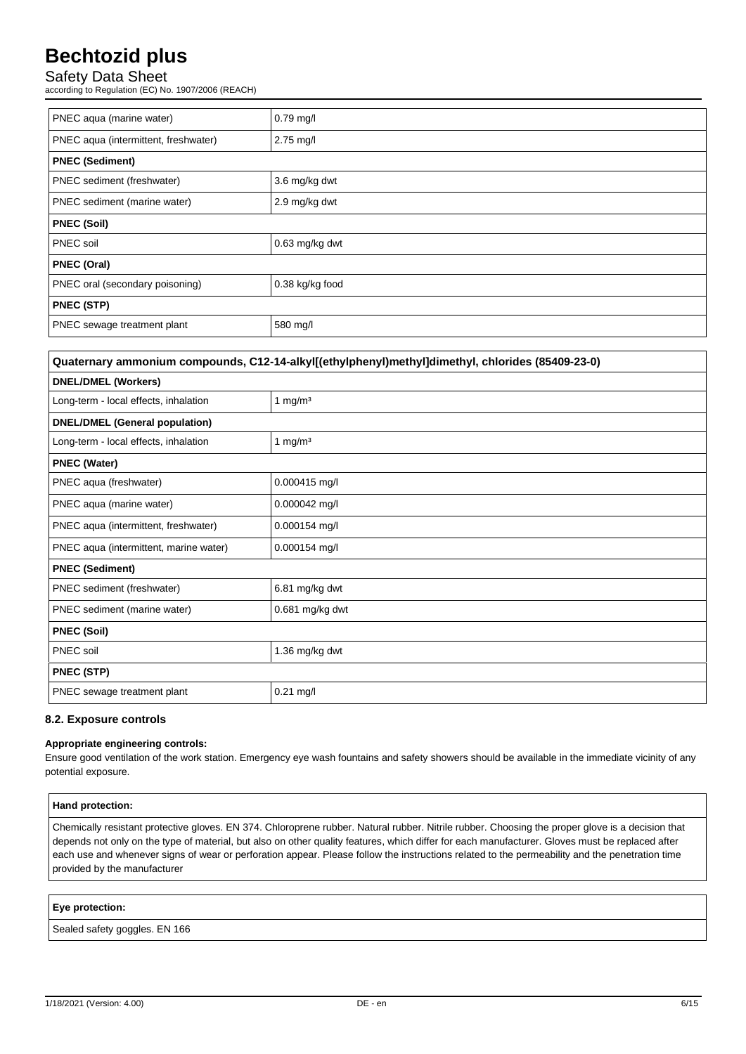| PNEC aqua (marine water) | 0.79 mg/l |
| --- | --- |
| PNEC aqua (intermittent, freshwater) | 2.75 mg/l |
| **PNEC (Sediment)** | |
| PNEC sediment (freshwater) | 3.6 mg/kg dwt |
| PNEC sediment (marine water) | 2.9 mg/kg dwt |
| **PNEC (Soil)** | |
| PNEC soil | 0.63 mg/kg dwt |
| **PNEC (Oral)** | |
| PNEC oral (secondary poisoning) | 0.38 kg/kg food |
| **PNEC (STP)** | |
| PNEC sewage treatment plant | 580 mg/l |

| Quaternary ammonium compounds, C12-14-alkyl[(ethylphenyl)methyl]dimethyl, chlorides (85409-23-0) | |
| --- | --- |
| **DNEL/DMEL (Workers)** | |
| Long-term - local effects, inhalation | 1 mg/m³ |
| **DNEL/DMEL (General population)** | |
| Long-term - local effects, inhalation | 1 mg/m³ |
| **PNEC (Water)** | |
| PNEC aqua (freshwater) | 0.000415 mg/l |
| PNEC aqua (marine water) | 0.000042 mg/l |
| PNEC aqua (intermittent, freshwater) | 0.000154 mg/l |
| PNEC aqua (intermittent, marine water) | 0.000154 mg/l |
| **PNEC (Sediment)** | |
| PNEC sediment (freshwater) | 6.81 mg/kg dwt |
| PNEC sediment (marine water) | 0.681 mg/kg dwt |
| **PNEC (Soil)** | |
| PNEC soil | 1.36 mg/kg dwt |
| **PNEC (STP)** | |
| PNEC sewage treatment plant | 0.21 mg/l |

### 8.2. Exposure controls

**Appropriate engineering controls:**

Ensure good ventilation of the work station. Emergency eye wash fountains and safety showers should be available in the immediate vicinity of any potential exposure.

**Hand protection:**

Chemically resistant protective gloves. EN 374. Chloroprene rubber. Natural rubber. Nitrile rubber. Choosing the proper glove is a decision that depends not only on the type of material, but also on other quality features, which differ for each manufacturer. Gloves must be replaced after each use and whenever signs of wear or perforation appear. Please follow the instructions related to the permeability and the penetration time provided by the manufacturer

**Eye protection:**

Sealed safety goggles. EN 166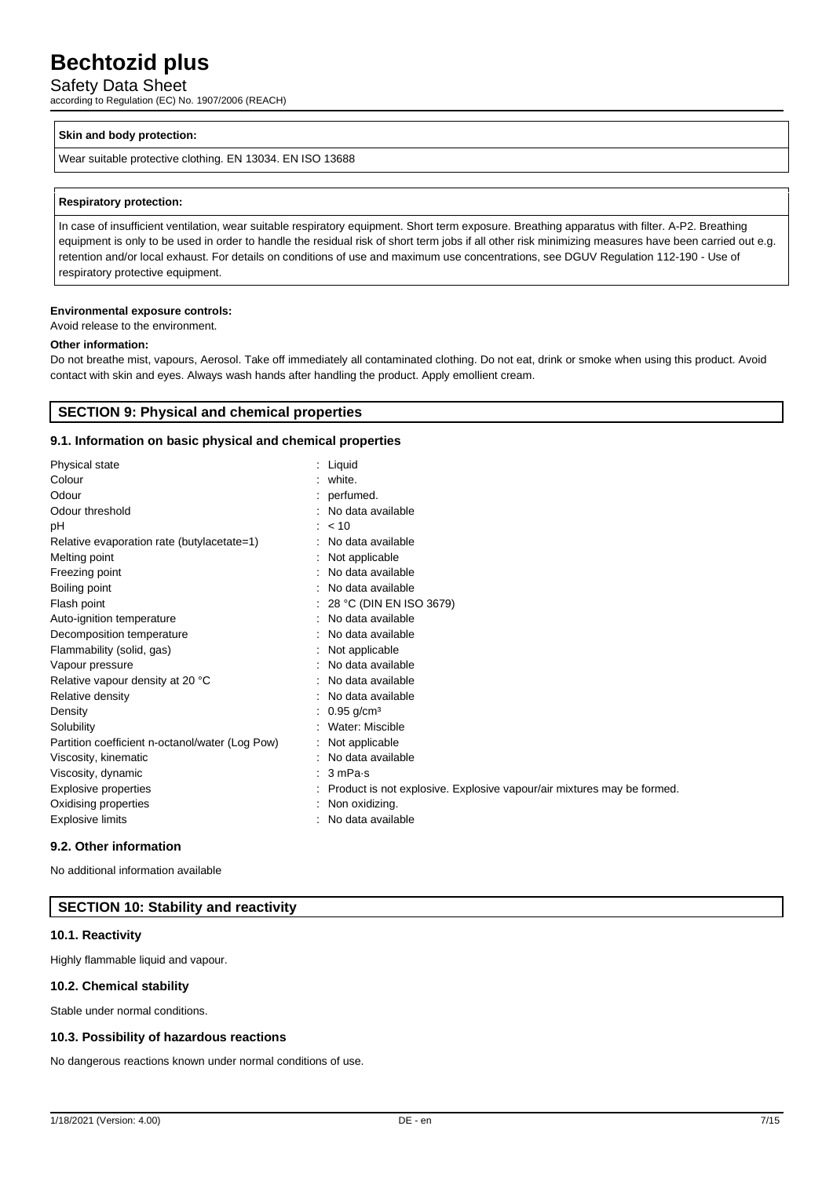**Skin and body protection:**

Wear suitable protective clothing. EN 13034. EN ISO 13688

**Respiratory protection:**

In case of insufficient ventilation, wear suitable respiratory equipment. Short term exposure. Breathing apparatus with filter. A-P2. Breathing equipment is only to be used in order to handle the residual risk of short term jobs if all other risk minimizing measures have been carried out e.g. retention and/or local exhaust. For details on conditions of use and maximum use concentrations, see DGUV Regulation 112-190 - Use of respiratory protective equipment.

**Environmental exposure controls:**

Avoid release to the environment.

**Other information:**

Do not breathe mist, vapours, Aerosol. Take off immediately all contaminated clothing. Do not eat, drink or smoke when using this product. Avoid contact with skin and eyes. Always wash hands after handling the product. Apply emollient cream.

## SECTION 9: Physical and chemical properties

### 9.1. Information on basic physical and chemical properties

| | |
|---|---|
| Physical state | : Liquid |
| Colour | : white. |
| Odour | : perfumed. |
| Odour threshold | : No data available |
| pH | : < 10 |
| Relative evaporation rate (butylacetate=1) | : No data available |
| Melting point | : Not applicable |
| Freezing point | : No data available |
| Boiling point | : No data available |
| Flash point | : 28 °C (DIN EN ISO 3679) |
| Auto-ignition temperature | : No data available |
| Decomposition temperature | : No data available |
| Flammability (solid, gas) | : Not applicable |
| Vapour pressure | : No data available |
| Relative vapour density at 20 °C | : No data available |
| Relative density | : No data available |
| Density | : 0.95 g/cm³ |
| Solubility | : Water: Miscible |
| Partition coefficient n-octanol/water (Log Pow) | : Not applicable |
| Viscosity, kinematic | : No data available |
| Viscosity, dynamic | : 3 mPa·s |
| Explosive properties | : Product is not explosive. Explosive vapour/air mixtures may be formed. |
| Oxidising properties | : Non oxidizing. |
| Explosive limits | : No data available |

### 9.2. Other information

No additional information available

## SECTION 10: Stability and reactivity

### 10.1. Reactivity

Highly flammable liquid and vapour.

### 10.2. Chemical stability

Stable under normal conditions.

### 10.3. Possibility of hazardous reactions

No dangerous reactions known under normal conditions of use.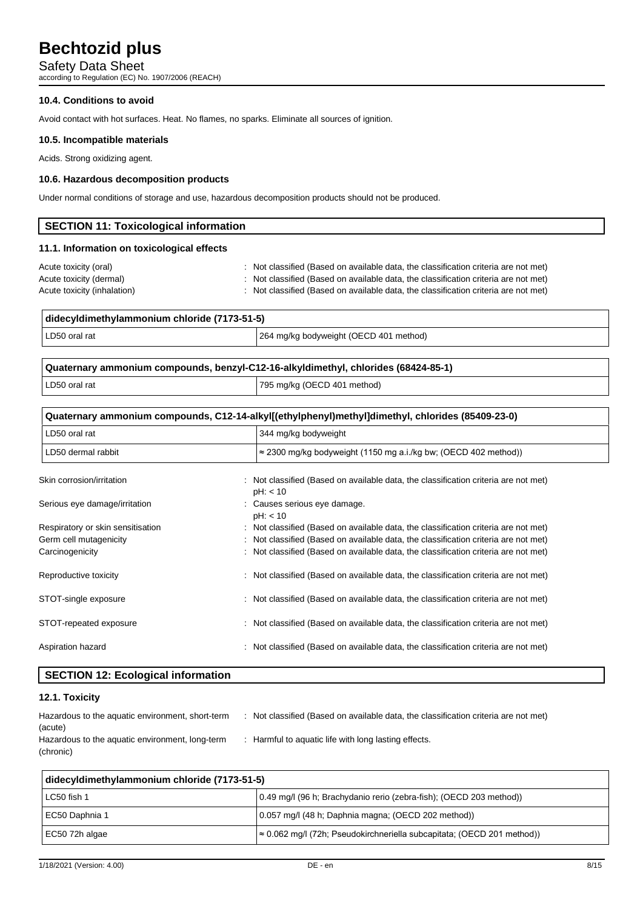### 10.4. Conditions to avoid

Avoid contact with hot surfaces. Heat. No flames, no sparks. Eliminate all sources of ignition.

### 10.5. Incompatible materials

Acids. Strong oxidizing agent.

### 10.6. Hazardous decomposition products

Under normal conditions of storage and use, hazardous decomposition products should not be produced.

## SECTION 11: Toxicological information

### 11.1. Information on toxicological effects

| | |
|---|---|
| Acute toxicity (oral) | : Not classified (Based on available data, the classification criteria are not met) |
| Acute toxicity (dermal) | : Not classified (Based on available data, the classification criteria are not met) |
| Acute toxicity (inhalation) | : Not classified (Based on available data, the classification criteria are not met) |

| didecyldimethylammonium chloride (7173-51-5) | |
|---|---|
| LD50 oral rat | 264 mg/kg bodyweight (OECD 401 method) |

| Quaternary ammonium compounds, benzyl-C12-16-alkyldimethyl, chlorides (68424-85-1) | |
|---|---|
| LD50 oral rat | 795 mg/kg (OECD 401 method) |

| Quaternary ammonium compounds, C12-14-alkyl[(ethylphenyl)methyl]dimethyl, chlorides (85409-23-0) | |
|---|---|
| LD50 oral rat | 344 mg/kg bodyweight |
| LD50 dermal rabbit | ≈ 2300 mg/kg bodyweight (1150 mg a.i./kg bw; (OECD 402 method)) |

| | |
|---|---|
| Skin corrosion/irritation | : Not classified (Based on available data, the classification criteria are not met) pH: < 10 |
| Serious eye damage/irritation | : Causes serious eye damage. pH: < 10 |
| Respiratory or skin sensitisation | : Not classified (Based on available data, the classification criteria are not met) |
| Germ cell mutagenicity | : Not classified (Based on available data, the classification criteria are not met) |
| Carcinogenicity | : Not classified (Based on available data, the classification criteria are not met) |
| Reproductive toxicity | : Not classified (Based on available data, the classification criteria are not met) |
| STOT-single exposure | : Not classified (Based on available data, the classification criteria are not met) |
| STOT-repeated exposure | : Not classified (Based on available data, the classification criteria are not met) |
| Aspiration hazard | : Not classified (Based on available data, the classification criteria are not met) |

## SECTION 12: Ecological information

### 12.1. Toxicity

| | |
|---|---|
| Hazardous to the aquatic environment, short-term (acute) | : Not classified (Based on available data, the classification criteria are not met) |
| Hazardous to the aquatic environment, long-term (chronic) | : Harmful to aquatic life with long lasting effects. |

| didecyldimethylammonium chloride (7173-51-5) | |
|---|---|
| LC50 fish 1 | 0.49 mg/l (96 h; Brachydanio rerio (zebra-fish); (OECD 203 method)) |
| EC50 Daphnia 1 | 0.057 mg/l (48 h; Daphnia magna; (OECD 202 method)) |
| EC50 72h algae | ≈ 0.062 mg/l (72h; Pseudokirchneriella subcapitata; (OECD 201 method)) |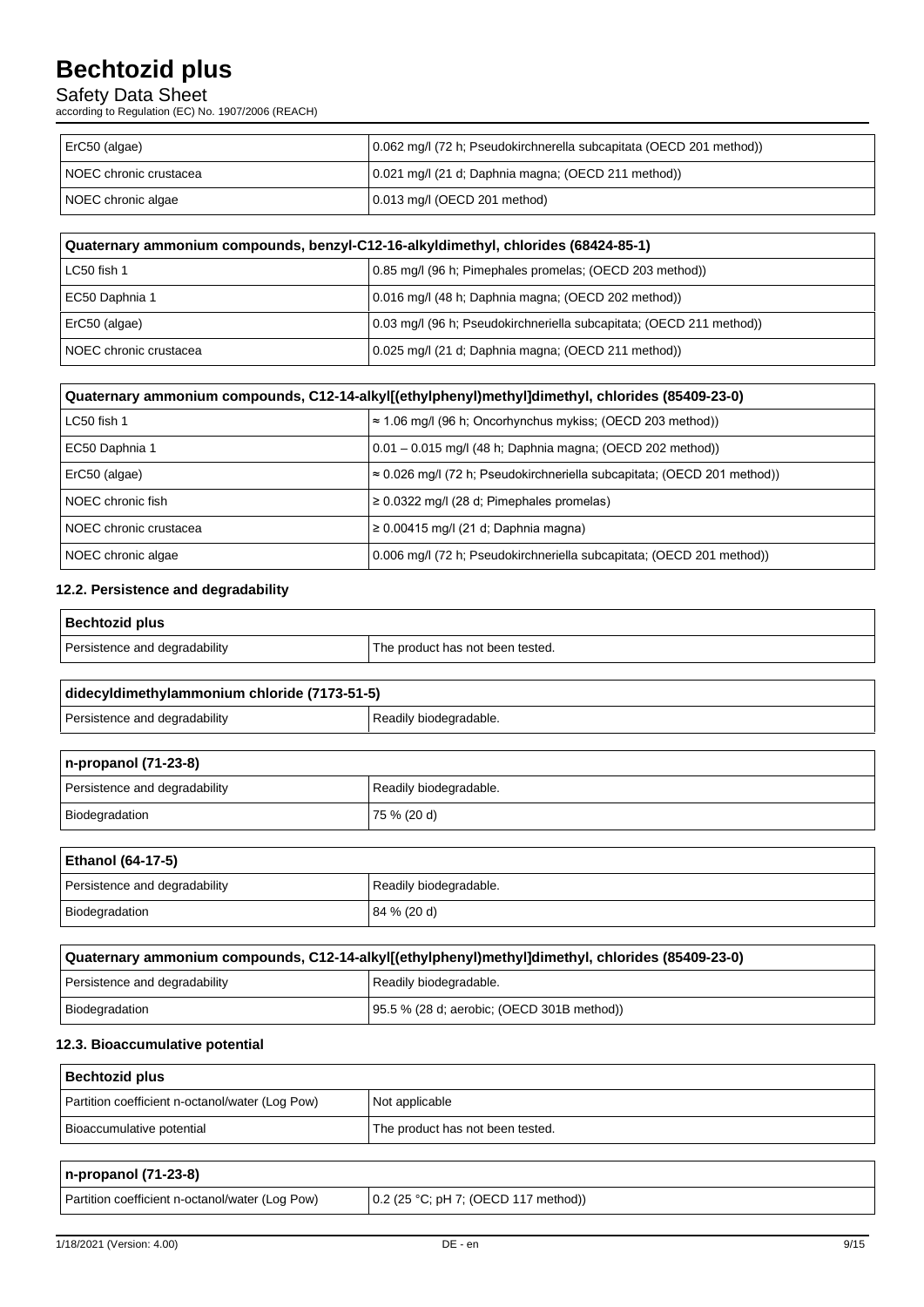| | |
|---|---|
| ErC50 (algae) | 0.062 mg/l (72 h; Pseudokirchnerella subcapitata (OECD 201 method)) |
| NOEC chronic crustacea | 0.021 mg/l (21 d; Daphnia magna; (OECD 211 method)) |
| NOEC chronic algae | 0.013 mg/l (OECD 201 method) |

| Quaternary ammonium compounds, benzyl-C12-16-alkyldimethyl, chlorides (68424-85-1) | |
|---|---|
| LC50 fish 1 | 0.85 mg/l (96 h; Pimephales promelas; (OECD 203 method)) |
| EC50 Daphnia 1 | 0.016 mg/l (48 h; Daphnia magna; (OECD 202 method)) |
| ErC50 (algae) | 0.03 mg/l (96 h; Pseudokirchneriella subcapitata; (OECD 211 method)) |
| NOEC chronic crustacea | 0.025 mg/l (21 d; Daphnia magna; (OECD 211 method)) |

| Quaternary ammonium compounds, C12-14-alkyl[(ethylphenyl)methyl]dimethyl, chlorides (85409-23-0) | |
|---|---|
| LC50 fish 1 | ≈ 1.06 mg/l (96 h; Oncorhynchus mykiss; (OECD 203 method)) |
| EC50 Daphnia 1 | 0.01 – 0.015 mg/l (48 h; Daphnia magna; (OECD 202 method)) |
| ErC50 (algae) | ≈ 0.026 mg/l (72 h; Pseudokirchneriella subcapitata; (OECD 201 method)) |
| NOEC chronic fish | ≥ 0.0322 mg/l (28 d; Pimephales promelas) |
| NOEC chronic crustacea | ≥ 0.00415 mg/l (21 d; Daphnia magna) |
| NOEC chronic algae | 0.006 mg/l (72 h; Pseudokirchneriella subcapitata; (OECD 201 method)) |

### 12.2. Persistence and degradability

| Bechtozid plus | |
|---|---|
| Persistence and degradability | The product has not been tested. |

| didecyldimethylammonium chloride (7173-51-5) | |
|---|---|
| Persistence and degradability | Readily biodegradable. |

| n-propanol (71-23-8) | |
|---|---|
| Persistence and degradability | Readily biodegradable. |
| Biodegradation | 75 % (20 d) |

| Ethanol (64-17-5) | |
|---|---|
| Persistence and degradability | Readily biodegradable. |
| Biodegradation | 84 % (20 d) |

| Quaternary ammonium compounds, C12-14-alkyl[(ethylphenyl)methyl]dimethyl, chlorides (85409-23-0) | |
|---|---|
| Persistence and degradability | Readily biodegradable. |
| Biodegradation | 95.5 % (28 d; aerobic; (OECD 301B method)) |

### 12.3. Bioaccumulative potential

| Bechtozid plus | |
|---|---|
| Partition coefficient n-octanol/water (Log Pow) | Not applicable |
| Bioaccumulative potential | The product has not been tested. |

| n-propanol (71-23-8) | |
|---|---|
| Partition coefficient n-octanol/water (Log Pow) | 0.2 (25 °C; pH 7; (OECD 117 method)) |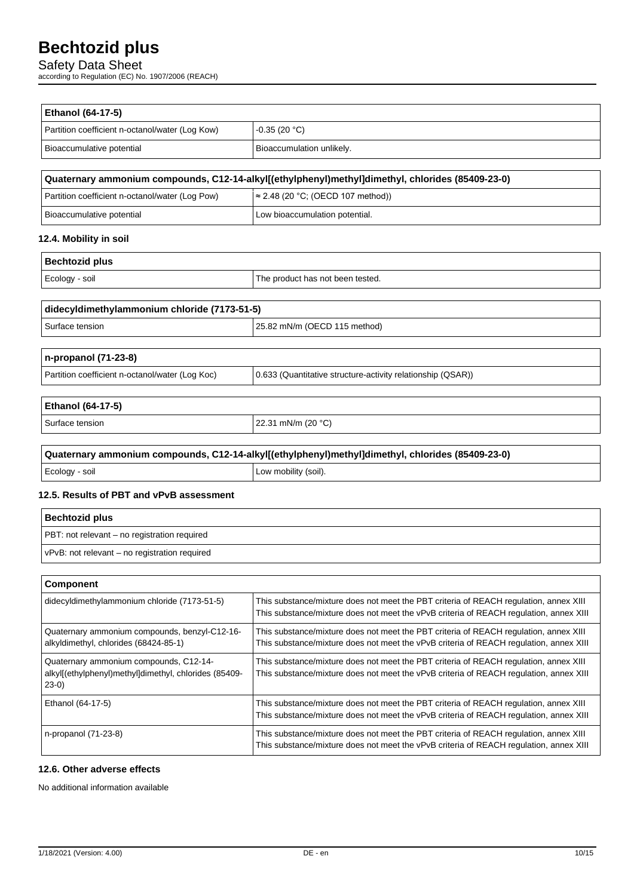| Ethanol (64-17-5) | |
|---|---|
| Partition coefficient n-octanol/water (Log Kow) | -0.35 (20 °C) |
| Bioaccumulative potential | Bioaccumulation unlikely. |

| Quaternary ammonium compounds, C12-14-alkyl[(ethylphenyl)methyl]dimethyl, chlorides (85409-23-0) | |
|---|---|
| Partition coefficient n-octanol/water (Log Pow) | ≈ 2.48 (20 °C; (OECD 107 method)) |
| Bioaccumulative potential | Low bioaccumulation potential. |

### 12.4. Mobility in soil

| Bechtozid plus | |
|---|---|
| Ecology - soil | The product has not been tested. |

| didecyldimethylammonium chloride (7173-51-5) | |
|---|---|
| Surface tension | 25.82 mN/m (OECD 115 method) |

| n-propanol (71-23-8) | |
|---|---|
| Partition coefficient n-octanol/water (Log Koc) | 0.633 (Quantitative structure-activity relationship (QSAR)) |

| Ethanol (64-17-5) | |
|---|---|
| Surface tension | 22.31 mN/m (20 °C) |

| Quaternary ammonium compounds, C12-14-alkyl[(ethylphenyl)methyl]dimethyl, chlorides (85409-23-0) | |
|---|---|
| Ecology - soil | Low mobility (soil). |

### 12.5. Results of PBT and vPvB assessment

| Bechtozid plus |
|---|
| PBT: not relevant – no registration required |
| vPvB: not relevant – no registration required |

| Component | |
|---|---|
| didecyldimethylammonium chloride (7173-51-5) | This substance/mixture does not meet the PBT criteria of REACH regulation, annex XIII<br>This substance/mixture does not meet the vPvB criteria of REACH regulation, annex XIII |
| Quaternary ammonium compounds, benzyl-C12-16-alkyldimethyl, chlorides (68424-85-1) | This substance/mixture does not meet the PBT criteria of REACH regulation, annex XIII<br>This substance/mixture does not meet the vPvB criteria of REACH regulation, annex XIII |
| Quaternary ammonium compounds, C12-14-alkyl[(ethylphenyl)methyl]dimethyl, chlorides (85409-23-0) | This substance/mixture does not meet the PBT criteria of REACH regulation, annex XIII<br>This substance/mixture does not meet the vPvB criteria of REACH regulation, annex XIII |
| Ethanol (64-17-5) | This substance/mixture does not meet the PBT criteria of REACH regulation, annex XIII<br>This substance/mixture does not meet the vPvB criteria of REACH regulation, annex XIII |
| n-propanol (71-23-8) | This substance/mixture does not meet the PBT criteria of REACH regulation, annex XIII<br>This substance/mixture does not meet the vPvB criteria of REACH regulation, annex XIII |

### 12.6. Other adverse effects

No additional information available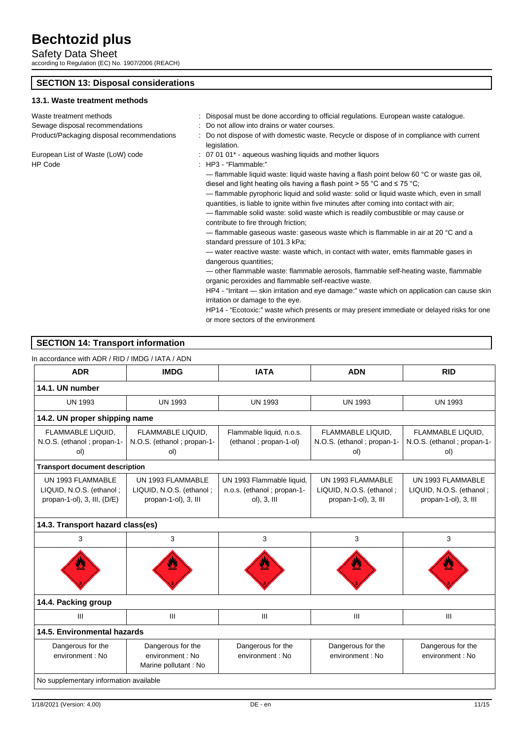## SECTION 13: Disposal considerations

### 13.1. Waste treatment methods

Waste treatment methods : Disposal must be done according to official regulations. European waste catalogue.

Sewage disposal recommendations : Do not allow into drains or water courses.

Product/Packaging disposal recommendations : Do not dispose of with domestic waste. Recycle or dispose of in compliance with current legislation.

European List of Waste (LoW) code : 07 01 01* - aqueous washing liquids and mother liquors

HP Code : HP3 - "Flammable:"

— flammable liquid waste: liquid waste having a flash point below 60 °C or waste gas oil, diesel and light heating oils having a flash point > 55 °C and ≤ 75 °C;

— flammable pyrophoric liquid and solid waste: solid or liquid waste which, even in small quantities, is liable to ignite within five minutes after coming into contact with air;

— flammable solid waste: solid waste which is readily combustible or may cause or contribute to fire through friction;

— flammable gaseous waste: gaseous waste which is flammable in air at 20 °C and a standard pressure of 101.3 kPa;

— water reactive waste: waste which, in contact with water, emits flammable gases in dangerous quantities;

— other flammable waste: flammable aerosols, flammable self-heating waste, flammable organic peroxides and flammable self-reactive waste.

HP4 - "Irritant — skin irritation and eye damage:" waste which on application can cause skin irritation or damage to the eye.

HP14 - "Ecotoxic:" waste which presents or may present immediate or delayed risks for one or more sectors of the environment

## SECTION 14: Transport information

In accordance with ADR / RID / IMDG / IATA / ADN

| ADR | IMDG | IATA | ADN | RID |
|---|---|---|---|---|
| **14.1. UN number** | | | | |
| UN 1993 | UN 1993 | UN 1993 | UN 1993 | UN 1993 |
| **14.2. UN proper shipping name** | | | | |
| FLAMMABLE LIQUID, N.O.S. (ethanol ; propan-1-ol) | FLAMMABLE LIQUID, N.O.S. (ethanol ; propan-1-ol) | Flammable liquid, n.o.s. (ethanol ; propan-1-ol) | FLAMMABLE LIQUID, N.O.S. (ethanol ; propan-1-ol) | FLAMMABLE LIQUID, N.O.S. (ethanol ; propan-1-ol) |
| **Transport document description** | | | | |
| UN 1993 FLAMMABLE LIQUID, N.O.S. (ethanol ; propan-1-ol), 3, III, (D/E) | UN 1993 FLAMMABLE LIQUID, N.O.S. (ethanol ; propan-1-ol), 3, III | UN 1993 Flammable liquid, n.o.s. (ethanol ; propan-1-ol), 3, III | UN 1993 FLAMMABLE LIQUID, N.O.S. (ethanol ; propan-1-ol), 3, III | UN 1993 FLAMMABLE LIQUID, N.O.S. (ethanol ; propan-1-ol), 3, III |
| **14.3. Transport hazard class(es)** | | | | |
| 3 | 3 | 3 | 3 | 3 |
| **14.4. Packing group** | | | | |
| III | III | III | III | III |
| **14.5. Environmental hazards** | | | | |
| Dangerous for the environment : No | Dangerous for the environment : No<br>Marine pollutant : No | Dangerous for the environment : No | Dangerous for the environment : No | Dangerous for the environment : No |
| No supplementary information available | | | | |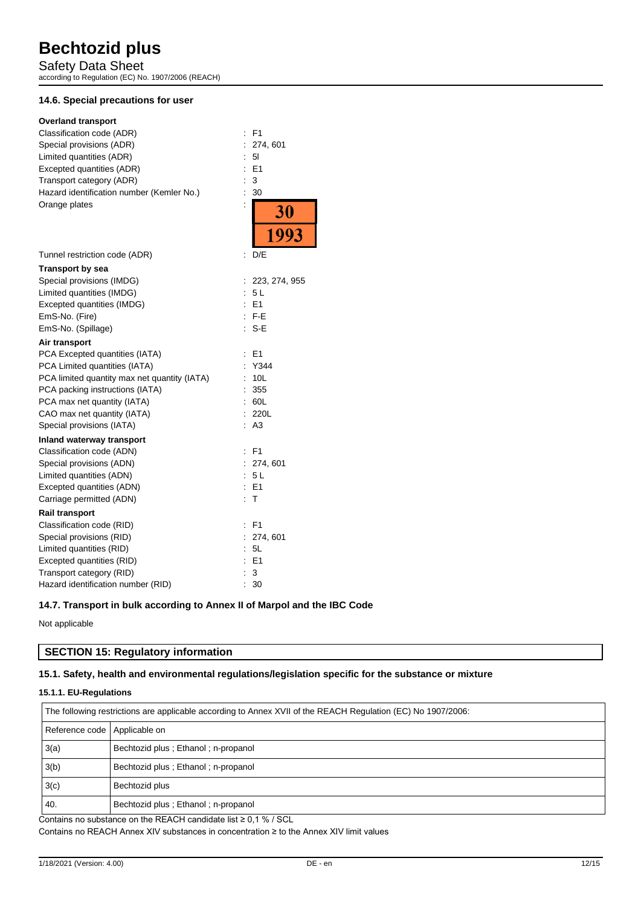### 14.6. Special precautions for user

**Overland transport**

| | |
|---|---|
| Classification code (ADR) | : F1 |
| Special provisions (ADR) | : 274, 601 |
| Limited quantities (ADR) | : 5l |
| Excepted quantities (ADR) | : E1 |
| Transport category (ADR) | : 3 |
| Hazard identification number (Kemler No.) | : 30 |
| Orange plates | : 30 / 1993 |
| Tunnel restriction code (ADR) | : D/E |

**Transport by sea**

| | |
|---|---|
| Special provisions (IMDG) | : 223, 274, 955 |
| Limited quantities (IMDG) | : 5 L |
| Excepted quantities (IMDG) | : E1 |
| EmS-No. (Fire) | : F-E |
| EmS-No. (Spillage) | : S-E |

**Air transport**

| | |
|---|---|
| PCA Excepted quantities (IATA) | : E1 |
| PCA Limited quantities (IATA) | : Y344 |
| PCA limited quantity max net quantity (IATA) | : 10L |
| PCA packing instructions (IATA) | : 355 |
| PCA max net quantity (IATA) | : 60L |
| CAO max net quantity (IATA) | : 220L |
| Special provisions (IATA) | : A3 |

**Inland waterway transport**

| | |
|---|---|
| Classification code (ADN) | : F1 |
| Special provisions (ADN) | : 274, 601 |
| Limited quantities (ADN) | : 5 L |
| Excepted quantities (ADN) | : E1 |
| Carriage permitted (ADN) | : T |

**Rail transport**

| | |
|---|---|
| Classification code (RID) | : F1 |
| Special provisions (RID) | : 274, 601 |
| Limited quantities (RID) | : 5L |
| Excepted quantities (RID) | : E1 |
| Transport category (RID) | : 3 |
| Hazard identification number (RID) | : 30 |

### 14.7. Transport in bulk according to Annex II of Marpol and the IBC Code

Not applicable

## SECTION 15: Regulatory information

### 15.1. Safety, health and environmental regulations/legislation specific for the substance or mixture

#### 15.1.1. EU-Regulations

| The following restrictions are applicable according to Annex XVII of the REACH Regulation (EC) No 1907/2006: | |
|---|---|
| Reference code | Applicable on |
| 3(a) | Bechtozid plus ; Ethanol ; n-propanol |
| 3(b) | Bechtozid plus ; Ethanol ; n-propanol |
| 3(c) | Bechtozid plus |
| 40. | Bechtozid plus ; Ethanol ; n-propanol |

Contains no substance on the REACH candidate list ≥ 0,1 % / SCL

Contains no REACH Annex XIV substances in concentration ≥ to the Annex XIV limit values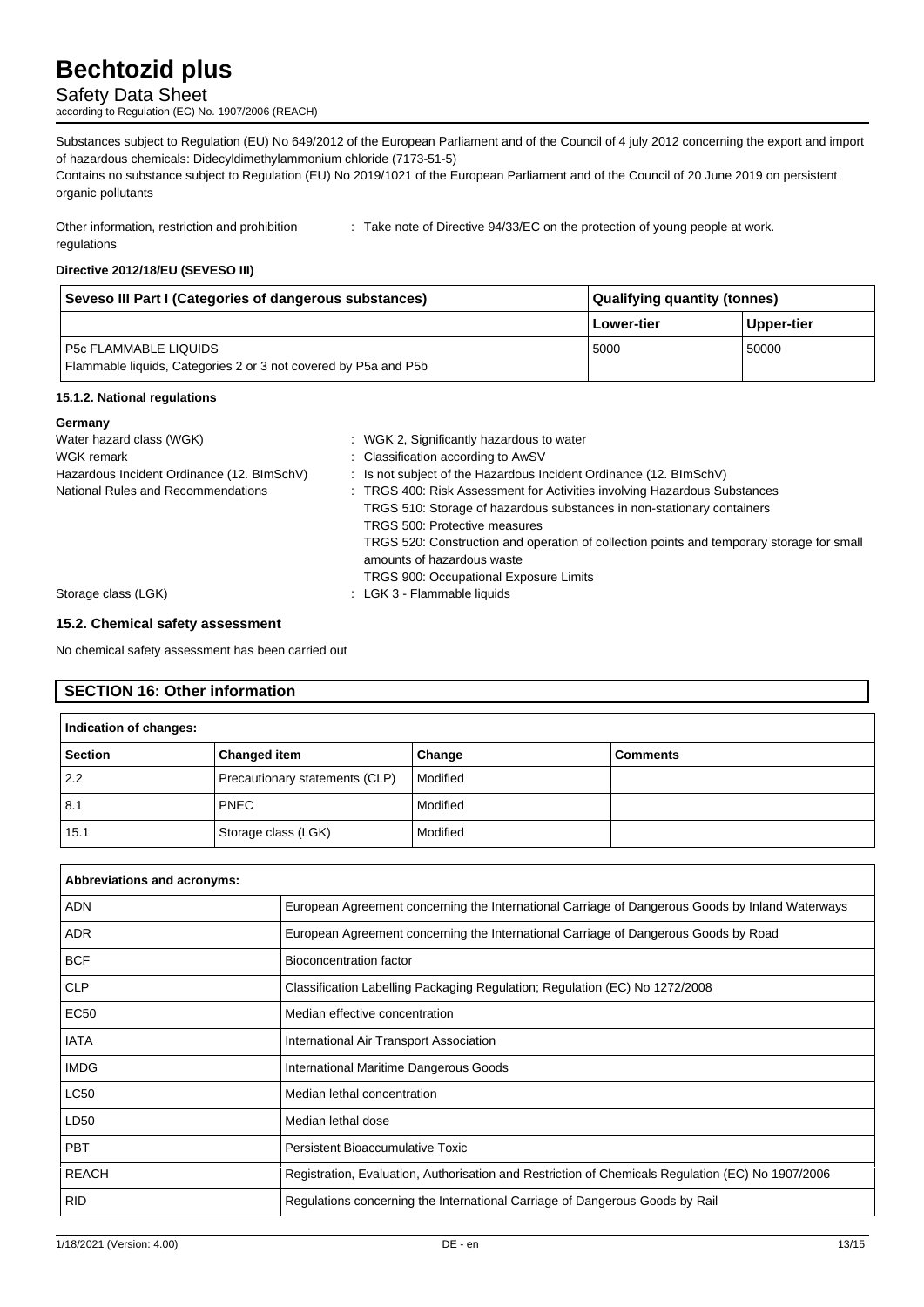Substances subject to Regulation (EU) No 649/2012 of the European Parliament and of the Council of 4 july 2012 concerning the export and import of hazardous chemicals: Didecyldimethylammonium chloride (7173-51-5)

Contains no substance subject to Regulation (EU) No 2019/1021 of the European Parliament and of the Council of 20 June 2019 on persistent organic pollutants

Other information, restriction and prohibition regulations : Take note of Directive 94/33/EC on the protection of young people at work.

**Directive 2012/18/EU (SEVESO III)**

| Seveso III Part I (Categories of dangerous substances) | Qualifying quantity (tonnes) | |
|---|---|---|
| | Lower-tier | Upper-tier |
| P5c FLAMMABLE LIQUIDS<br>Flammable liquids, Categories 2 or 3 not covered by P5a and P5b | 5000 | 50000 |

#### 15.1.2. National regulations

**Germany**

Water hazard class (WGK) : WGK 2, Significantly hazardous to water

WGK remark : Classification according to AwSV

Hazardous Incident Ordinance (12. BImSchV) : Is not subject of the Hazardous Incident Ordinance (12. BImSchV)

National Rules and Recommendations : TRGS 400: Risk Assessment for Activities involving Hazardous Substances
TRGS 510: Storage of hazardous substances in non-stationary containers
TRGS 500: Protective measures
TRGS 520: Construction and operation of collection points and temporary storage for small amounts of hazardous waste
TRGS 900: Occupational Exposure Limits

Storage class (LGK) : LGK 3 - Flammable liquids

### 15.2. Chemical safety assessment

No chemical safety assessment has been carried out

## SECTION 16: Other information

**Indication of changes:**

| Section | Changed item | Change | Comments |
|---|---|---|---|
| 2.2 | Precautionary statements (CLP) | Modified | |
| 8.1 | PNEC | Modified | |
| 15.1 | Storage class (LGK) | Modified | |

**Abbreviations and acronyms:**

| | |
|---|---|
| ADN | European Agreement concerning the International Carriage of Dangerous Goods by Inland Waterways |
| ADR | European Agreement concerning the International Carriage of Dangerous Goods by Road |
| BCF | Bioconcentration factor |
| CLP | Classification Labelling Packaging Regulation; Regulation (EC) No 1272/2008 |
| EC50 | Median effective concentration |
| IATA | International Air Transport Association |
| IMDG | International Maritime Dangerous Goods |
| LC50 | Median lethal concentration |
| LD50 | Median lethal dose |
| PBT | Persistent Bioaccumulative Toxic |
| REACH | Registration, Evaluation, Authorisation and Restriction of Chemicals Regulation (EC) No 1907/2006 |
| RID | Regulations concerning the International Carriage of Dangerous Goods by Rail |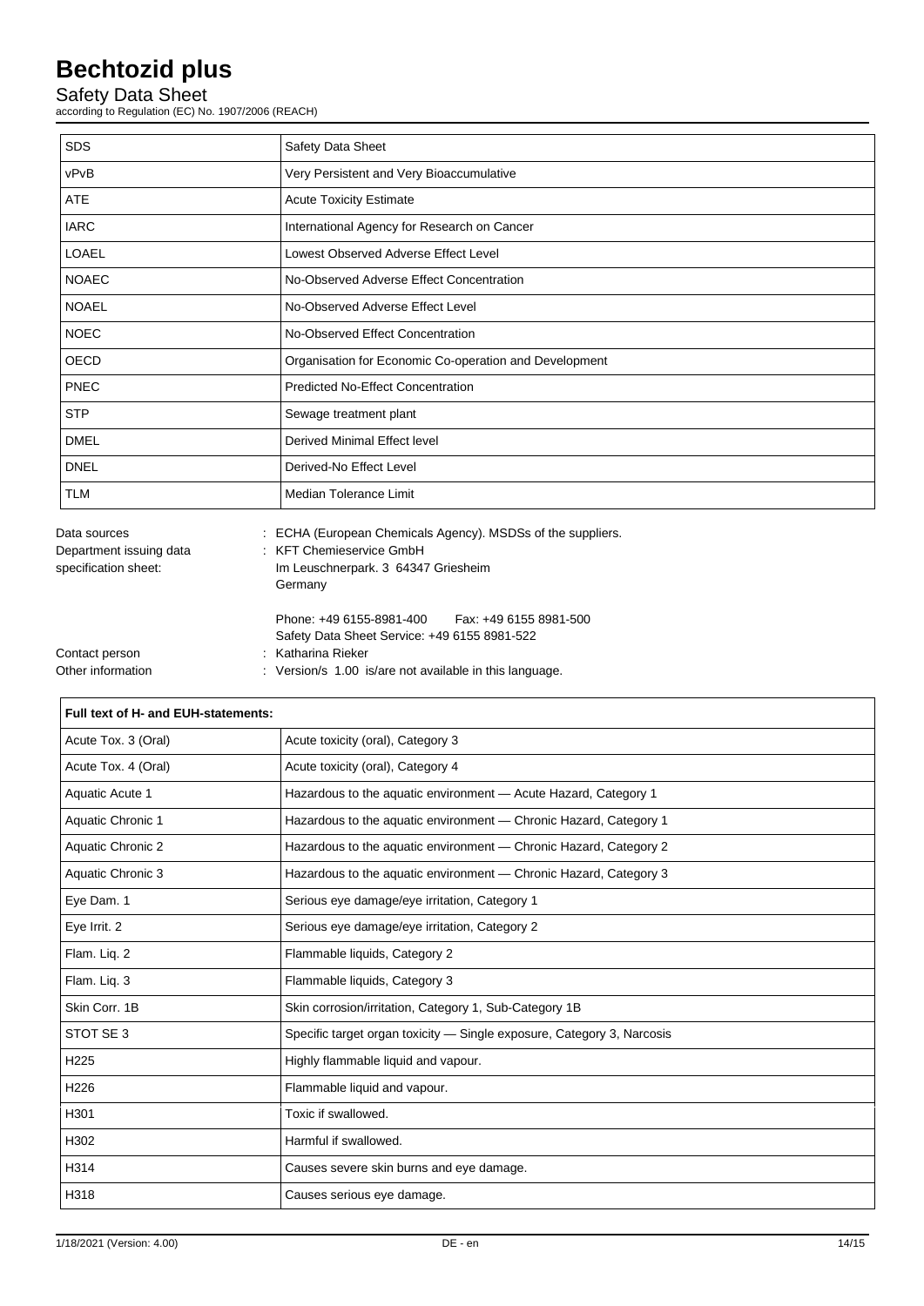| SDS | Safety Data Sheet |
|---|---|
| vPvB | Very Persistent and Very Bioaccumulative |
| ATE | Acute Toxicity Estimate |
| IARC | International Agency for Research on Cancer |
| LOAEL | Lowest Observed Adverse Effect Level |
| NOAEC | No-Observed Adverse Effect Concentration |
| NOAEL | No-Observed Adverse Effect Level |
| NOEC | No-Observed Effect Concentration |
| OECD | Organisation for Economic Co-operation and Development |
| PNEC | Predicted No-Effect Concentration |
| STP | Sewage treatment plant |
| DMEL | Derived Minimal Effect level |
| DNEL | Derived-No Effect Level |
| TLM | Median Tolerance Limit |

Data sources : ECHA (European Chemicals Agency). MSDSs of the suppliers.

Department issuing data specification sheet: : KFT Chemieservice GmbH
Im Leuschnerpark. 3 64347 Griesheim
Germany

Phone: +49 6155-8981-400 Fax: +49 6155 8981-500
Safety Data Sheet Service: +49 6155 8981-522

Contact person : Katharina Rieker

Other information : Version/s 1.00 is/are not available in this language.

| Full text of H- and EUH-statements: | |
|---|---|
| Acute Tox. 3 (Oral) | Acute toxicity (oral), Category 3 |
| Acute Tox. 4 (Oral) | Acute toxicity (oral), Category 4 |
| Aquatic Acute 1 | Hazardous to the aquatic environment — Acute Hazard, Category 1 |
| Aquatic Chronic 1 | Hazardous to the aquatic environment — Chronic Hazard, Category 1 |
| Aquatic Chronic 2 | Hazardous to the aquatic environment — Chronic Hazard, Category 2 |
| Aquatic Chronic 3 | Hazardous to the aquatic environment — Chronic Hazard, Category 3 |
| Eye Dam. 1 | Serious eye damage/eye irritation, Category 1 |
| Eye Irrit. 2 | Serious eye damage/eye irritation, Category 2 |
| Flam. Liq. 2 | Flammable liquids, Category 2 |
| Flam. Liq. 3 | Flammable liquids, Category 3 |
| Skin Corr. 1B | Skin corrosion/irritation, Category 1, Sub-Category 1B |
| STOT SE 3 | Specific target organ toxicity — Single exposure, Category 3, Narcosis |
| H225 | Highly flammable liquid and vapour. |
| H226 | Flammable liquid and vapour. |
| H301 | Toxic if swallowed. |
| H302 | Harmful if swallowed. |
| H314 | Causes severe skin burns and eye damage. |
| H318 | Causes serious eye damage. |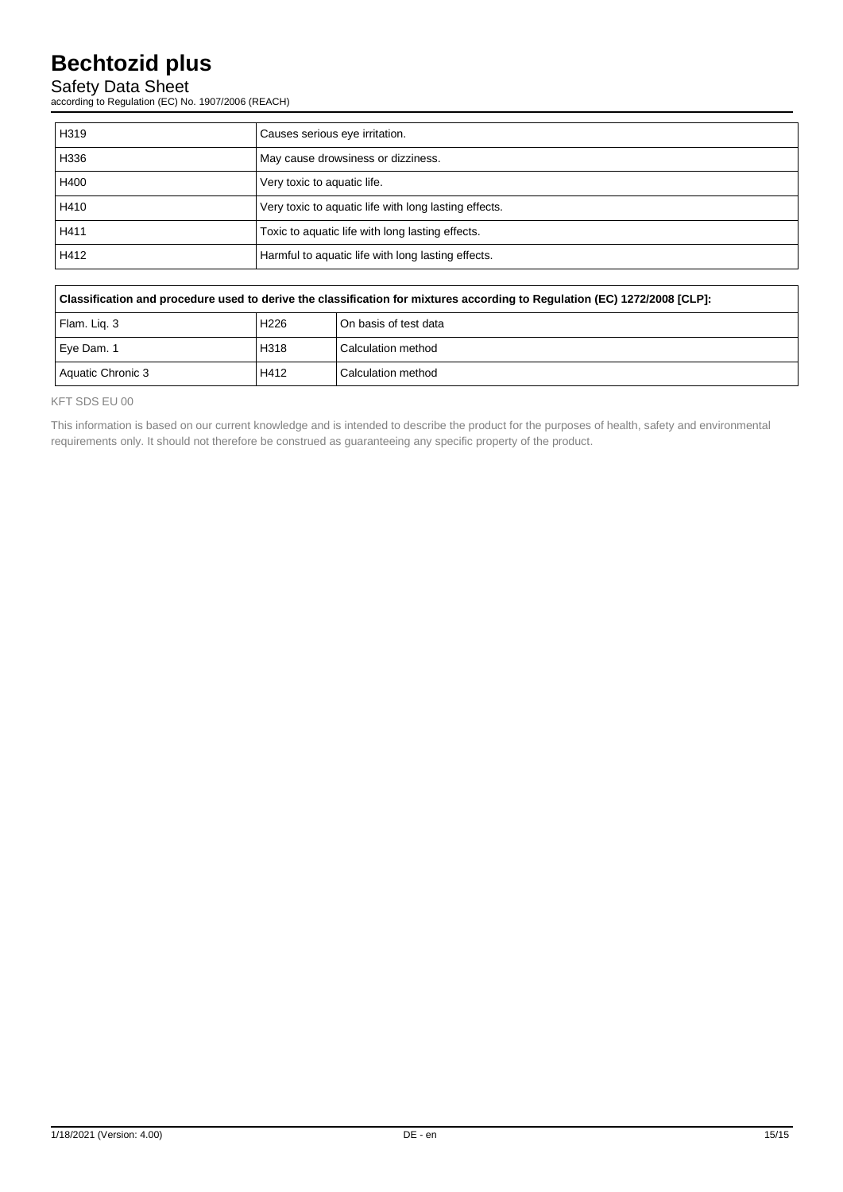| | |
|---|---|
| H319 | Causes serious eye irritation. |
| H336 | May cause drowsiness or dizziness. |
| H400 | Very toxic to aquatic life. |
| H410 | Very toxic to aquatic life with long lasting effects. |
| H411 | Toxic to aquatic life with long lasting effects. |
| H412 | Harmful to aquatic life with long lasting effects. |

| **Classification and procedure used to derive the classification for mixtures according to Regulation (EC) 1272/2008 [CLP]:** | | |
|---|---|---|
| Flam. Liq. 3 | H226 | On basis of test data |
| Eye Dam. 1 | H318 | Calculation method |
| Aquatic Chronic 3 | H412 | Calculation method |

KFT SDS EU 00

This information is based on our current knowledge and is intended to describe the product for the purposes of health, safety and environmental requirements only. It should not therefore be construed as guaranteeing any specific property of the product.